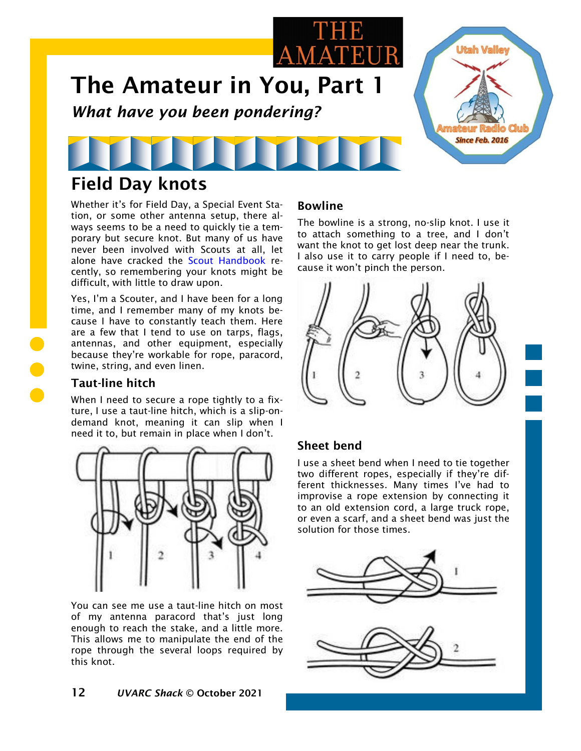THE AMATEUR

# The Amateur in You, Part 1

***What have you been pondering?***

## Field Day knots

Whether it's for Field Day, a Special Event Station, or some other antenna setup, there always seems to be a need to quickly tie a temporary but secure knot. But many of us have never been involved with Scouts at all, let alone have cracked the Scout Handbook recently, so remembering your knots might be difficult, with little to draw upon.

Yes, I'm a Scouter, and I have been for a long time, and I remember many of my knots because I have to constantly teach them. Here are a few that I tend to use on tarps, flags, antennas, and other equipment, especially because they're workable for rope, paracord, twine, string, and even linen.

### Taut-line hitch

When I need to secure a rope tightly to a fixture, I use a taut-line hitch, which is a slip-on-demand knot, meaning it can slip when I need it to, but remain in place when I don't.

You can see me use a taut-line hitch on most of my antenna paracord that's just long enough to reach the stake, and a little more. This allows me to manipulate the end of the rope through the several loops required by this knot.

### Bowline

The bowline is a strong, no-slip knot. I use it to attach something to a tree, and I don't want the knot to get lost deep near the trunk. I also use it to carry people if I need to, because it won't pinch the person.

### Sheet bend

I use a sheet bend when I need to tie together two different ropes, especially if they're different thicknesses. Many times I've had to improvise a rope extension by connecting it to an old extension cord, a large truck rope, or even a scarf, and a sheet bend was just the solution for those times.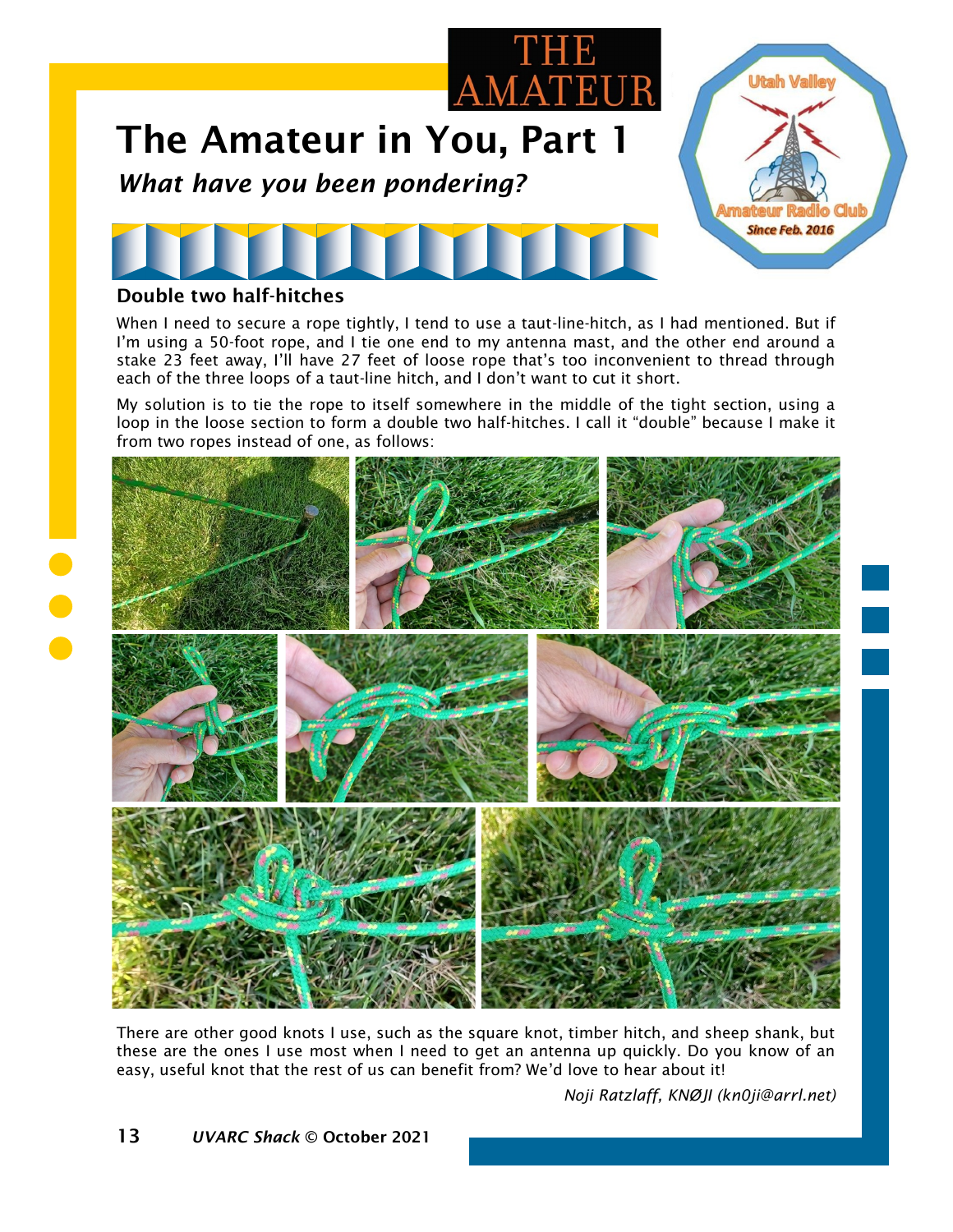# The Amateur in You, Part 1

***What have you been pondering?***

### Double two half-hitches

When I need to secure a rope tightly, I tend to use a taut-line-hitch, as I had mentioned. But if I'm using a 50-foot rope, and I tie one end to my antenna mast, and the other end around a stake 23 feet away, I'll have 27 feet of loose rope that's too inconvenient to thread through each of the three loops of a taut-line hitch, and I don't want to cut it short.

My solution is to tie the rope to itself somewhere in the middle of the tight section, using a loop in the loose section to form a double two half-hitches. I call it "double" because I make it from two ropes instead of one, as follows:

There are other good knots I use, such as the square knot, timber hitch, and sheep shank, but these are the ones I use most when I need to get an antenna up quickly. Do you know of an easy, useful knot that the rest of us can benefit from? We'd love to hear about it!

*Noji Ratzlaff, KNØJI (kn0ji@arrl.net)*